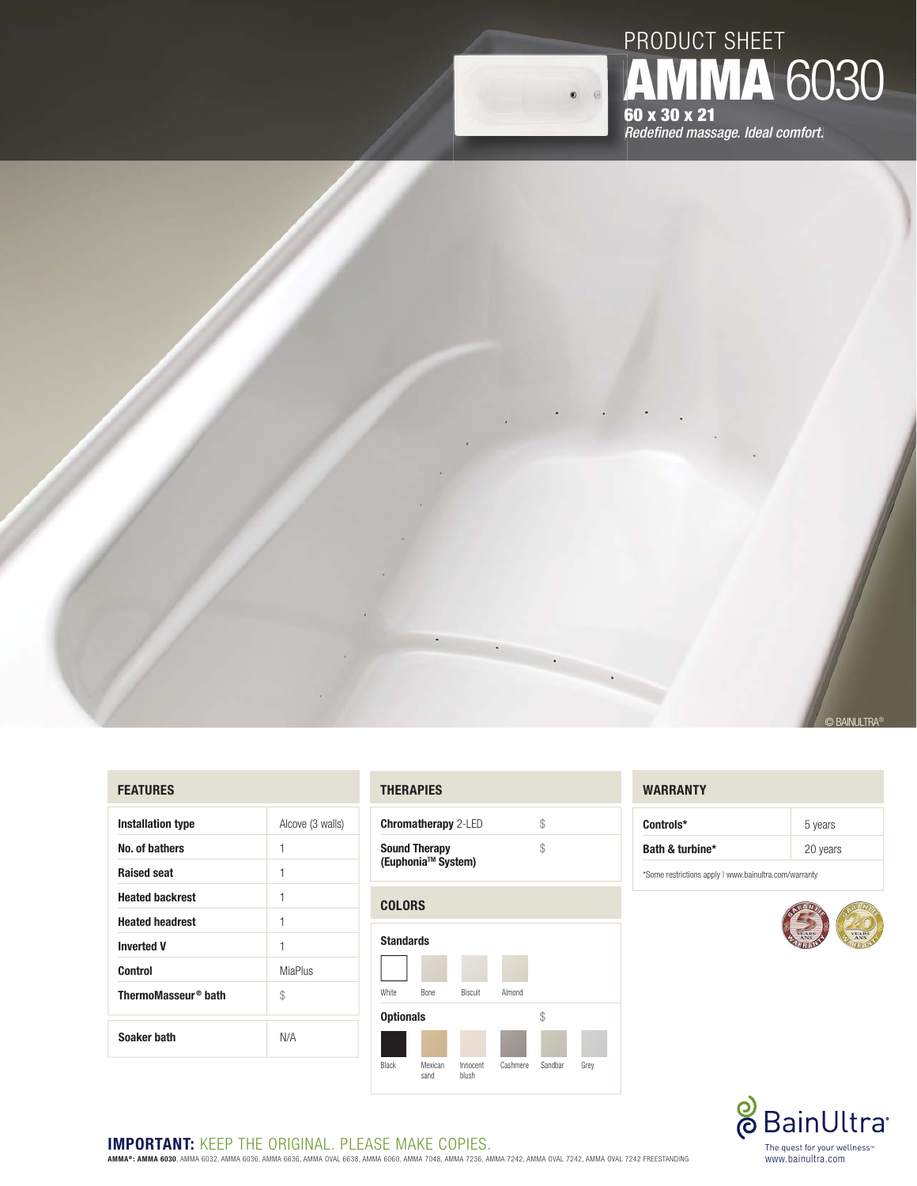PRODUCT SHEET

# AMMA 6030

**60 x 30 x 21**

*Redefined massage. Ideal comfort.*

© BAINULTRA®

## FEATURES

| | |
|---|---|
| **Installation type** | Alcove (3 walls) |
| **No. of bathers** | 1 |
| **Raised seat** | 1 |
| **Heated backrest** | 1 |
| **Heated headrest** | 1 |
| **Inverted V** | 1 |
| **Control** | MiaPlus |
| **ThermoMasseur® bath** | $ |
| **Soaker bath** | N/A |

## THERAPIES

| | |
|---|---|
| **Chromatherapy** 2-LED | $ |
| **Sound Therapy (Euphonia™ System)** | $ |

## COLORS

**Standards**

White, Bone, Biscuit, Almond

**Optionals** $

Black, Mexican sand, Innocent blush, Cashmere, Sandbar, Grey

## WARRANTY

| | |
|---|---|
| **Controls*** | 5 years |
| **Bath & turbine*** | 20 years |

*Some restrictions apply | www.bainultra.com/warranty

BainUltra
The quest for your wellness™
www.bainultra.com

**IMPORTANT:** KEEP THE ORIGINAL. PLEASE MAKE COPIES.

**AMMA®: AMMA 6030**, AMMA 6032, AMMA 6036, AMMA 6636, AMMA OVAL 6638, AMMA 6060, AMMA 7048, AMMA 7236, AMMA 7242, AMMA OVAL 7242, AMMA OVAL 7242 FREESTANDING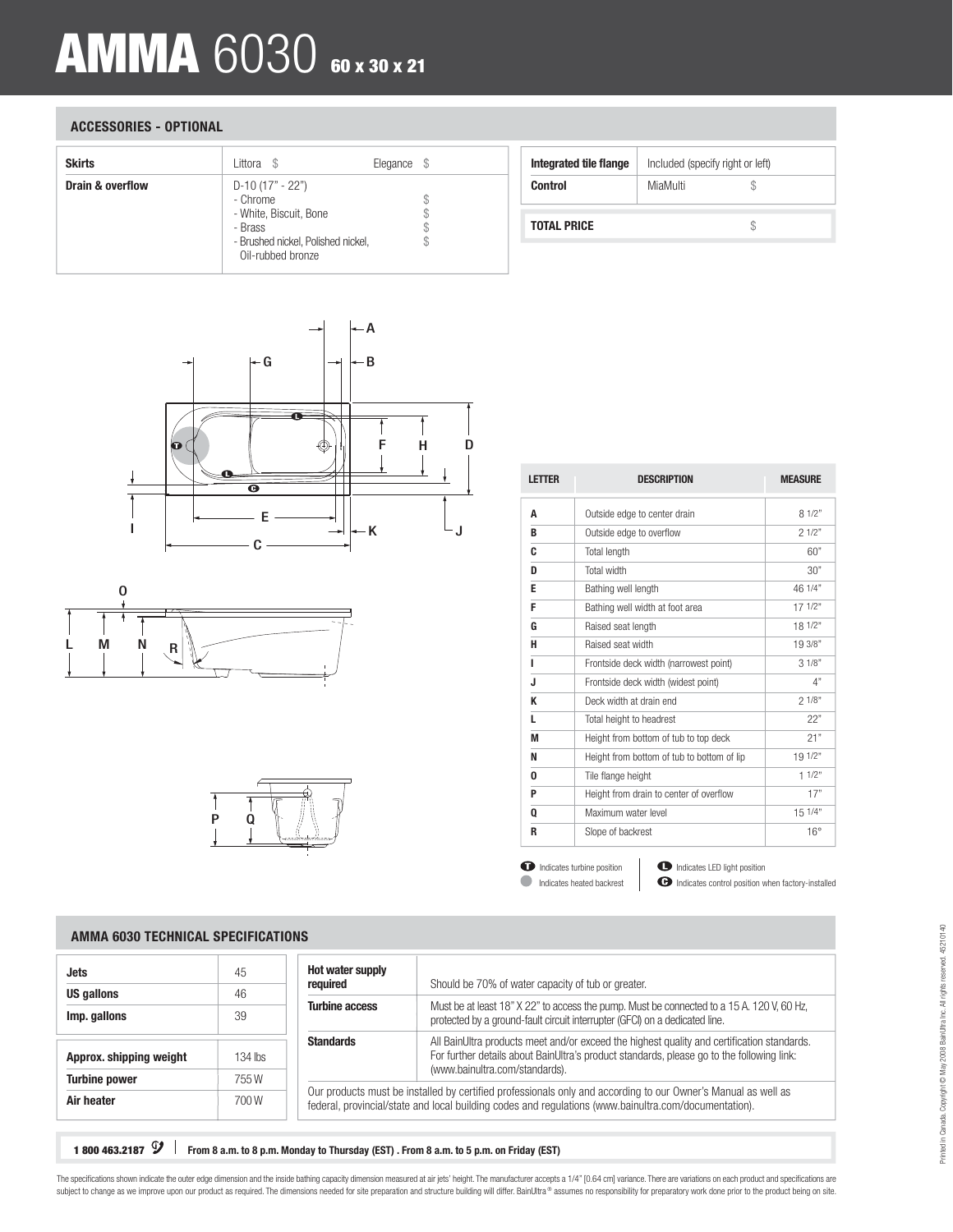# AMMA 6030 60 x 30 x 21

## ACCESSORIES - OPTIONAL

| | | |
|---|---|---|
| **Skirts** | Littora $ | Elegance $ |
| **Drain & overflow** | D-10 (17" - 22")<br>- Chrome $<br>- White, Biscuit, Bone $<br>- Brass $<br>- Brushed nickel, Polished nickel, Oil-rubbed bronze $ | |

| | |
|---|---|
| **Integrated tile flange** | Included (specify right or left) |
| **Control** | MiaMulti $ |
| **TOTAL PRICE** | $ |

A
G
B
F
H
D
I
E
K
J
C
O
L
M
N
R
P
Q

| LETTER | DESCRIPTION | MEASURE |
|---|---|---|
| A | Outside edge to center drain | 8 1/2" |
| B | Outside edge to overflow | 2 1/2" |
| C | Total length | 60" |
| D | Total width | 30" |
| E | Bathing well length | 46 1/4" |
| F | Bathing well width at foot area | 17 1/2" |
| G | Raised seat length | 18 1/2" |
| H | Raised seat width | 19 3/8" |
| I | Frontside deck width (narrowest point) | 3 1/8" |
| J | Frontside deck width (widest point) | 4" |
| K | Deck width at drain end | 2 1/8" |
| L | Total height to headrest | 22" |
| M | Height from bottom of tub to top deck | 21" |
| N | Height from bottom of tub to bottom of lip | 19 1/2" |
| O | Tile flange height | 1 1/2" |
| P | Height from drain to center of overflow | 17" |
| Q | Maximum water level | 15 1/4" |
| R | Slope of backrest | 16° |

T Indicates turbine position
Indicates heated backrest
L Indicates LED light position
C Indicates control position when factory-installed

## AMMA 6030 TECHNICAL SPECIFICATIONS

| | |
|---|---|
| **Jets** | 45 |
| **US gallons** | 46 |
| **Imp. gallons** | 39 |
| **Approx. shipping weight** | 134 lbs |
| **Turbine power** | 755 W |
| **Air heater** | 700 W |

| | |
|---|---|
| **Hot water supply required** | Should be 70% of water capacity of tub or greater. |
| **Turbine access** | Must be at least 18" X 22" to access the pump. Must be connected to a 15 A. 120 V, 60 Hz, protected by a ground-fault circuit interrupter (GFCI) on a dedicated line. |
| **Standards** | All BainUltra products meet and/or exceed the highest quality and certification standards. For further details about BainUltra's product standards, please go to the following link: (www.bainultra.com/standards). |

Our products must be installed by certified professionals only and according to our Owner's Manual as well as federal, provincial/state and local building codes and regulations (www.bainultra.com/documentation).

**1 800 463.2187** | **From 8 a.m. to 8 p.m. Monday to Thursday (EST) . From 8 a.m. to 5 p.m. on Friday (EST)**

The specifications shown indicate the outer edge dimension and the inside bathing capacity dimension measured at air jets' height. The manufacturer accepts a 1/4" [0.64 cm] variance. There are variations on each product and specifications are subject to change as we improve upon our product as required. The dimensions needed for site preparation and structure building will differ. BainUltra® assumes no responsibility for preparatory work done prior to the product being on site.

Printed in Canada. Copyright © May 2008 BainUltra Inc. All rights reserved. 45210140